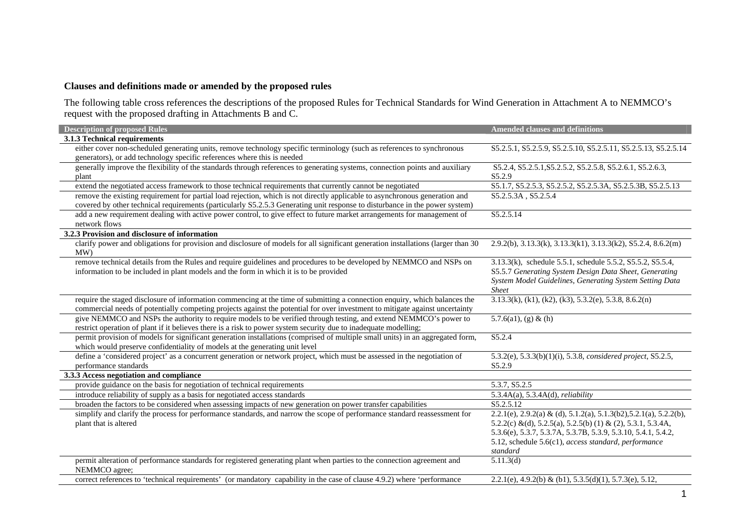**Clauses and definitions made or amended by the proposed rules**

The following table cross references the descriptions of the proposed Rules for Technical Standards for Wind Generation in Attachment A to NEMMCO's request with the proposed drafting in Attachments B and C.

| Description of proposed Rules | Amended clauses and definitions |
|---|---|
| **3.1.3 Technical requirements** | |
| either cover non-scheduled generating units, remove technology specific terminology (such as references to synchronous generators), or add technology specific references where this is needed | S5.2.5.1, S5.2.5.9, S5.2.5.10, S5.2.5.11, S5.2.5.13, S5.2.5.14 |
| generally improve the flexibility of the standards through references to generating systems, connection points and auxiliary plant | S5.2.4, S5.2.5.1,S5.2.5.2, S5.2.5.8, S5.2.6.1, S5.2.6.3, S5.2.9 |
| extend the negotiated access framework to those technical requirements that currently cannot be negotiated | S5.1.7, S5.2.5.3, S5.2.5.2, S5.2.5.3A, S5.2.5.3B, S5.2.5.13 |
| remove the existing requirement for partial load rejection, which is not directly applicable to asynchronous generation and covered by other technical requirements (particularly S5.2.5.3 Generating unit response to disturbance in the power system) | S5.2.5.3A , S5.2.5.4 |
| add a new requirement dealing with active power control, to give effect to future market arrangements for management of network flows | S5.2.5.14 |
| **3.2.3 Provision and disclosure of information** | |
| clarify power and obligations for provision and disclosure of models for all significant generation installations (larger than 30 MW) | 2.9.2(b), 3.13.3(k), 3.13.3(k1), 3.13.3(k2), S5.2.4, 8.6.2(m) |
| remove technical details from the Rules and require guidelines and procedures to be developed by NEMMCO and NSPs on information to be included in plant models and the form in which it is to be provided | 3.13.3(k), schedule 5.5.1, schedule 5.5.2, S5.5.2, S5.5.4, S5.5.7 *Generating System Design Data Sheet, Generating System Model Guidelines, Generating System Setting Data Sheet* |
| require the staged disclosure of information commencing at the time of submitting a connection enquiry, which balances the commercial needs of potentially competing projects against the potential for over investment to mitigate against uncertainty | 3.13.3(k), (k1), (k2), (k3), 5.3.2(e), 5.3.8, 8.6.2(n) |
| give NEMMCO and NSPs the authority to require models to be verified through testing, and extend NEMMCO's power to restrict operation of plant if it believes there is a risk to power system security due to inadequate modelling; | 5.7.6(a1), (g) & (h) |
| permit provision of models for significant generation installations (comprised of multiple small units) in an aggregated form, which would preserve confidentiality of models at the generating unit level | S5.2.4 |
| define a 'considered project' as a concurrent generation or network project, which must be assessed in the negotiation of performance standards | 5.3.2(e), 5.3.3(b)(1)(i), 5.3.8, *considered project*, S5.2.5, S5.2.9 |
| **3.3.3 Access negotiation and compliance** | |
| provide guidance on the basis for negotiation of technical requirements | 5.3.7, S5.2.5 |
| introduce reliability of supply as a basis for negotiated access standards | 5.3.4A(a), 5.3.4A(d), *reliability* |
| broaden the factors to be considered when assessing impacts of new generation on power transfer capabilities | S5.2.5.12 |
| simplify and clarify the process for performance standards, and narrow the scope of performance standard reassessment for plant that is altered | 2.2.1(e), 2.9.2(a) & (d), 5.1.2(a), 5.1.3(b2),5.2.1(a), 5.2.2(b), 5.2.2(c) &(d), 5.2.5(a), 5.2.5(b) (1) & (2), 5.3.1, 5.3.4A, 5.3.6(e), 5.3.7, 5.3.7A, 5.3.7B, 5.3.9, 5.3.10, 5.4.1, 5.4.2, 5.12, schedule 5.6(c1), *access standard, performance standard* |
| permit alteration of performance standards for registered generating plant when parties to the connection agreement and NEMMCO agree; | 5.11.3(d) |
| correct references to 'technical requirements' (or mandatory capability in the case of clause 4.9.2) where 'performance | 2.2.1(e), 4.9.2(b) & (b1), 5.3.5(d)(1), 5.7.3(e), 5.12, |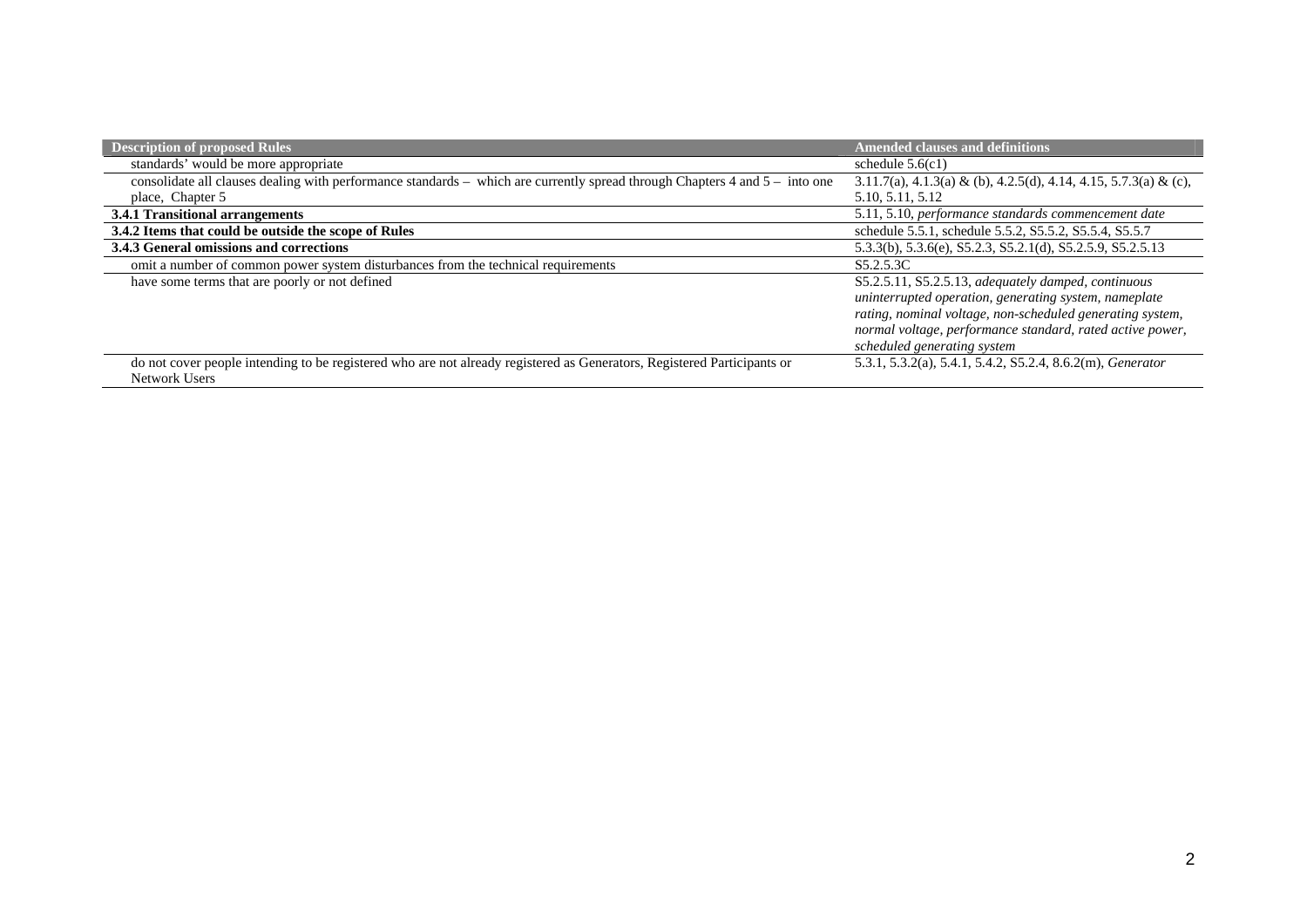| Description of proposed Rules | Amended clauses and definitions |
|---|---|
| standards' would be more appropriate | schedule 5.6(c1) |
| consolidate all clauses dealing with performance standards – which are currently spread through Chapters 4 and 5 – into one place, Chapter 5 | 3.11.7(a), 4.1.3(a) & (b), 4.2.5(d), 4.14, 4.15, 5.7.3(a) & (c), 5.10, 5.11, 5.12 |
| **3.4.1 Transitional arrangements** | 5.11, 5.10, *performance standards commencement date* |
| **3.4.2 Items that could be outside the scope of Rules** | schedule 5.5.1, schedule 5.5.2, S5.5.2, S5.5.4, S5.5.7 |
| **3.4.3 General omissions and corrections** | 5.3.3(b), 5.3.6(e), S5.2.3, S5.2.1(d), S5.2.5.9, S5.2.5.13 |
| omit a number of common power system disturbances from the technical requirements | S5.2.5.3C |
| have some terms that are poorly or not defined | S5.2.5.11, S5.2.5.13, *adequately damped, continuous uninterrupted operation, generating system, nameplate rating, nominal voltage, non-scheduled generating system, normal voltage, performance standard, rated active power, scheduled generating system* |
| do not cover people intending to be registered who are not already registered as Generators, Registered Participants or Network Users | 5.3.1, 5.3.2(a), 5.4.1, 5.4.2, S5.2.4, 8.6.2(m), *Generator* |